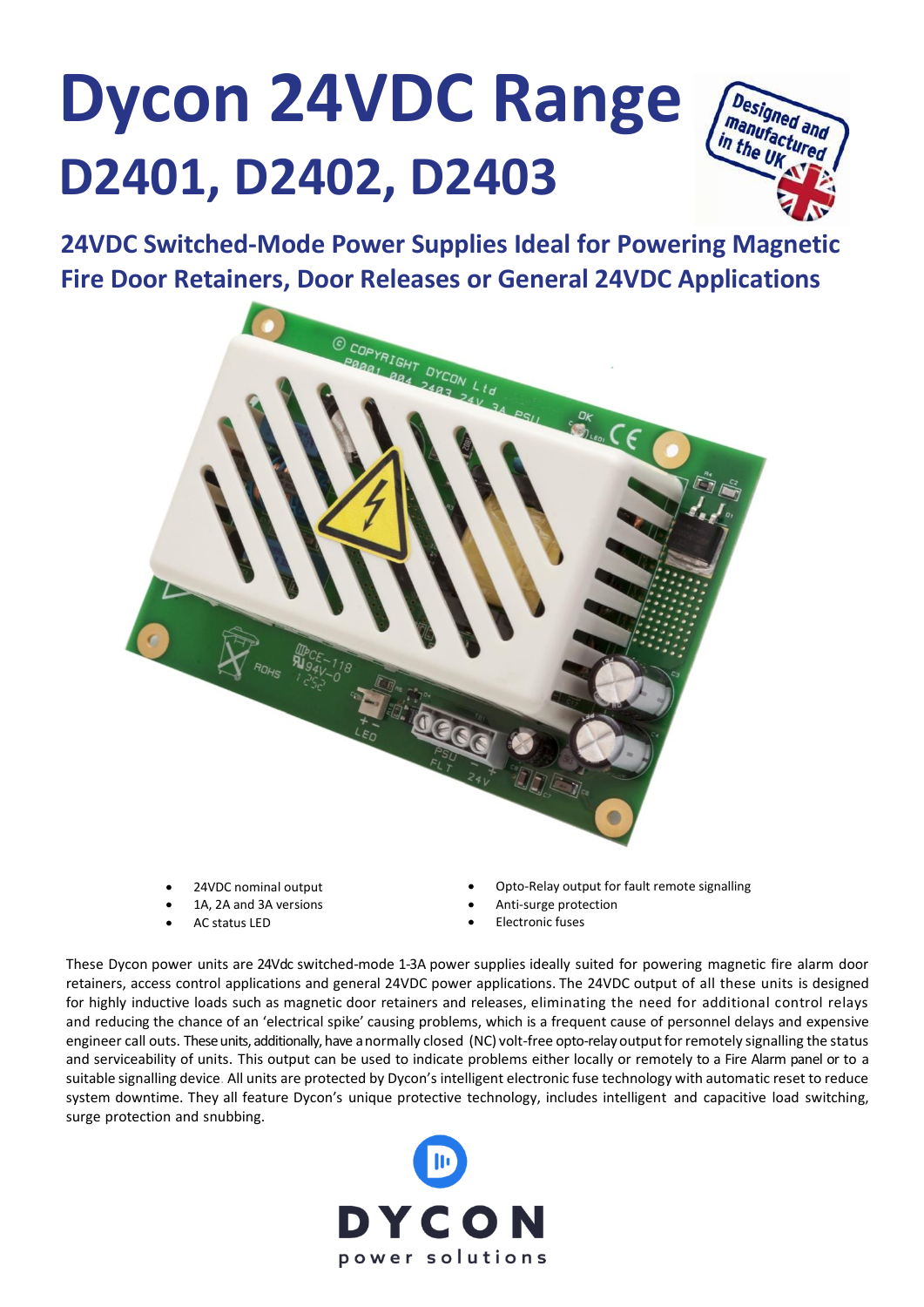# Dycon 24VDC Range

## D2401, D2402, D2403

### 24VDC Switched-Mode Power Supplies Ideal for Powering Magnetic Fire Door Retainers, Door Releases or General 24VDC Applications

- 24VDC nominal output
- 1A, 2A and 3A versions
- AC status LED
- Opto-Relay output for fault remote signalling
- Anti-surge protection
- Electronic fuses

These Dycon power units are 24Vdc switched-mode 1-3A power supplies ideally suited for powering magnetic fire alarm door retainers, access control applications and general 24VDC power applications. The 24VDC output of all these units is designed for highly inductive loads such as magnetic door retainers and releases, eliminating the need for additional control relays and reducing the chance of an 'electrical spike' causing problems, which is a frequent cause of personnel delays and expensive engineer call outs. These units, additionally, have a normally closed (NC) volt-free opto-relay output for remotely signalling the status and serviceability of units. This output can be used to indicate problems either locally or remotely to a Fire Alarm panel or to a suitable signalling device. All units are protected by Dycon's intelligent electronic fuse technology with automatic reset to reduce system downtime. They all feature Dycon's unique protective technology, includes intelligent and capacitive load switching, surge protection and snubbing.

DYCON
power solutions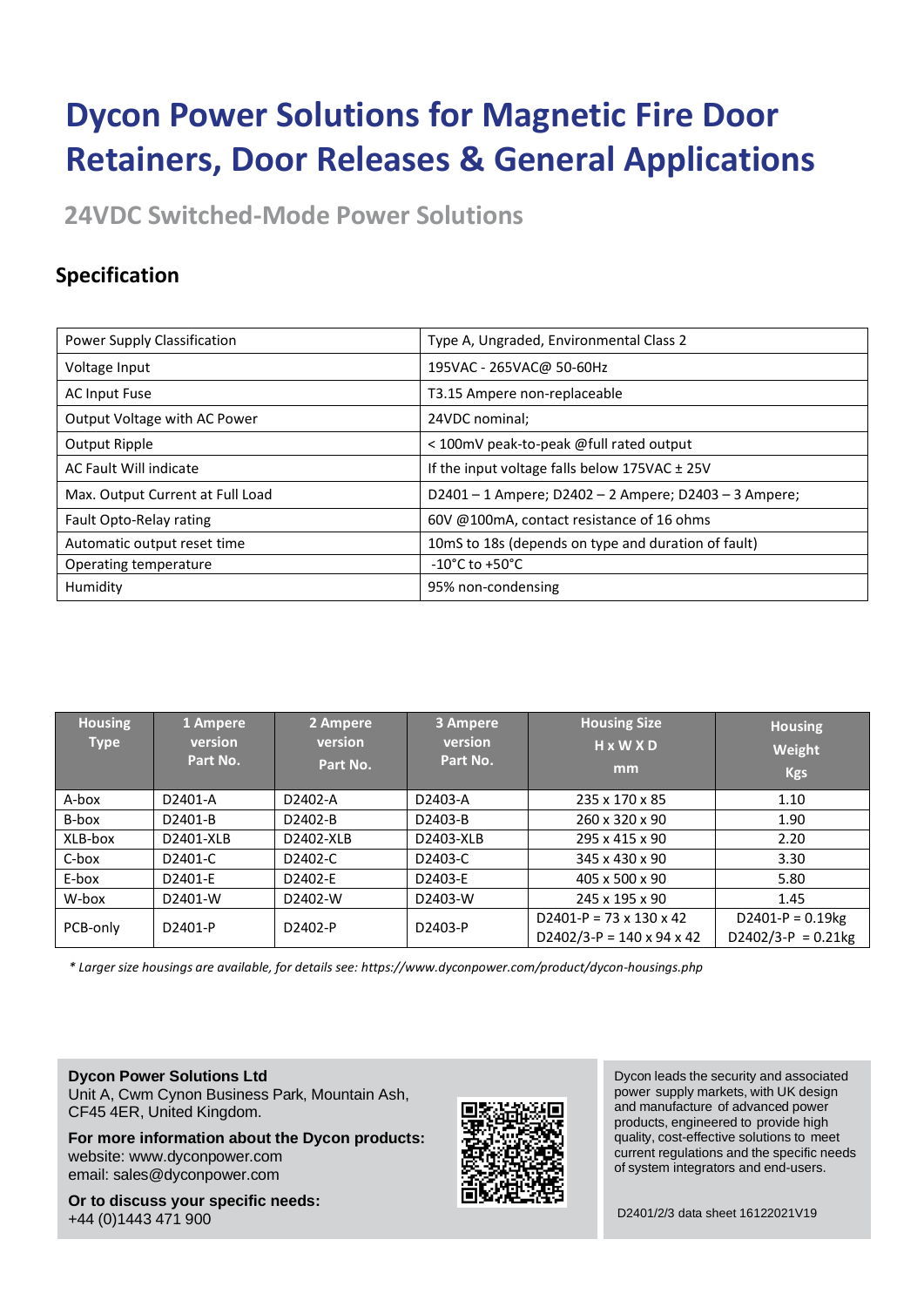# Dycon Power Solutions for Magnetic Fire Door Retainers, Door Releases & General Applications

## 24VDC Switched-Mode Power Solutions

### Specification

| | |
|---|---|
| Power Supply Classification | Type A, Ungraded, Environmental Class 2 |
| Voltage Input | 195VAC - 265VAC@ 50-60Hz |
| AC Input Fuse | T3.15 Ampere non-replaceable |
| Output Voltage with AC Power | 24VDC nominal; |
| Output Ripple | < 100mV peak-to-peak @full rated output |
| AC Fault Will indicate | If the input voltage falls below 175VAC ± 25V |
| Max. Output Current at Full Load | D2401 – 1 Ampere; D2402 – 2 Ampere; D2403 – 3 Ampere; |
| Fault Opto-Relay rating | 60V @100mA, contact resistance of 16 ohms |
| Automatic output reset time | 10mS to 18s (depends on type and duration of fault) |
| Operating temperature | -10°C to +50°C |
| Humidity | 95% non-condensing |

| Housing Type | 1 Ampere version Part No. | 2 Ampere version Part No. | 3 Ampere version Part No. | Housing Size H x W X D mm | Housing Weight Kgs |
|---|---|---|---|---|---|
| A-box | D2401-A | D2402-A | D2403-A | 235 x 170 x 85 | 1.10 |
| B-box | D2401-B | D2402-B | D2403-B | 260 x 320 x 90 | 1.90 |
| XLB-box | D2401-XLB | D2402-XLB | D2403-XLB | 295 x 415 x 90 | 2.20 |
| C-box | D2401-C | D2402-C | D2403-C | 345 x 430 x 90 | 3.30 |
| E-box | D2401-E | D2402-E | D2403-E | 405 x 500 x 90 | 5.80 |
| W-box | D2401-W | D2402-W | D2403-W | 245 x 195 x 90 | 1.45 |
| PCB-only | D2401-P | D2402-P | D2403-P | D2401-P = 73 x 130 x 42<br>D2402/3-P = 140 x 94 x 42 | D2401-P = 0.19kg<br>D2402/3-P = 0.21kg |

*\* Larger size housings are available, for details see: https://www.dyconpower.com/product/dycon-housings.php*

**Dycon Power Solutions Ltd**
Unit A, Cwm Cynon Business Park, Mountain Ash,
CF45 4ER, United Kingdom.

**For more information about the Dycon products:**
website: www.dyconpower.com
email: sales@dyconpower.com

**Or to discuss your specific needs:**
+44 (0)1443 471 900

Dycon leads the security and associated power supply markets, with UK design and manufacture of advanced power products, engineered to provide high quality, cost-effective solutions to meet current regulations and the specific needs of system integrators and end-users.

D2401/2/3 data sheet 16122021V19